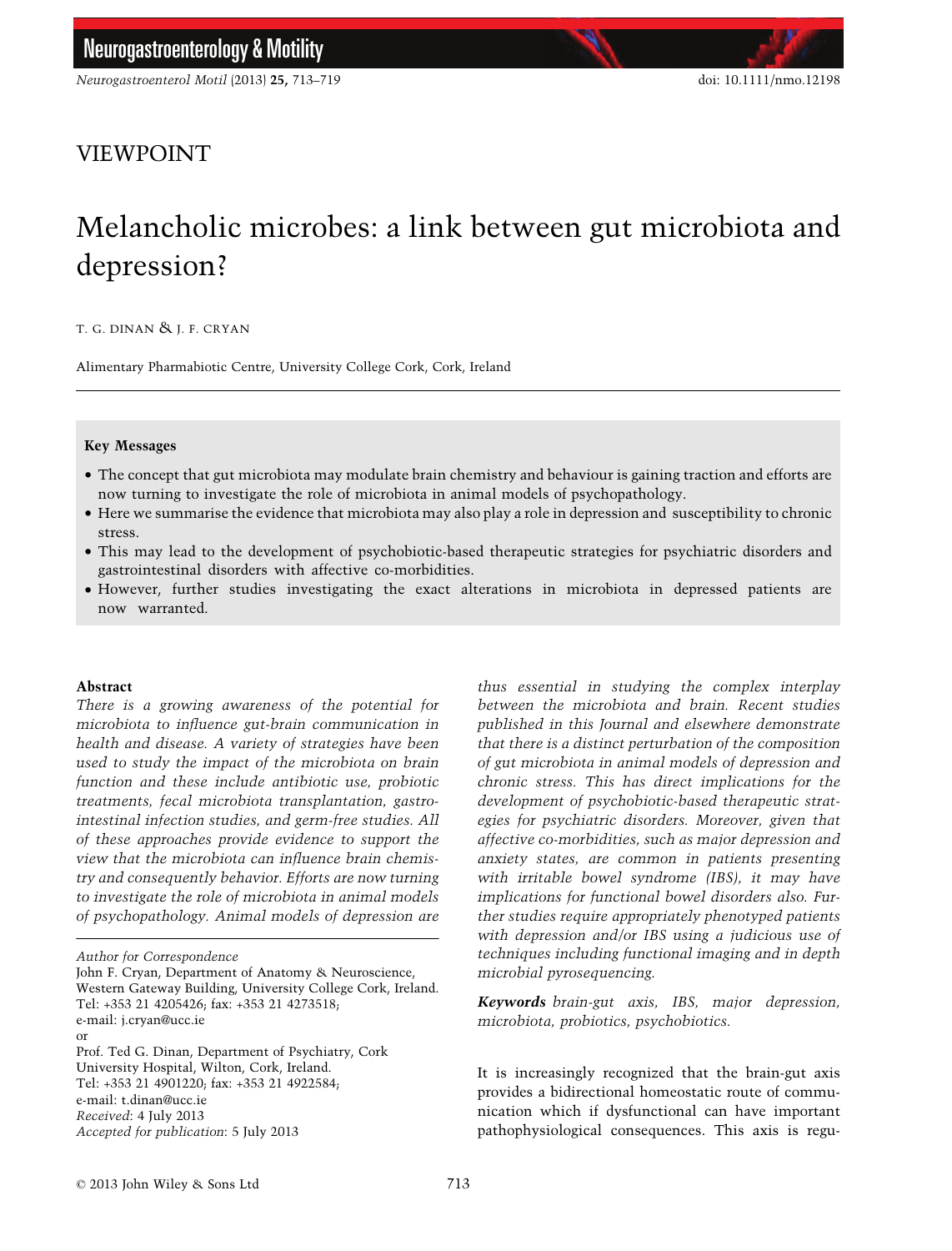VIEWPOINT

# Melancholic microbes: a link between gut microbiota and depression?

T. G. DINAN & J. F. CRYAN

Alimentary Pharmabiotic Centre, University College Cork, Cork, Ireland

**Key Messages**

- The concept that gut microbiota may modulate brain chemistry and behaviour is gaining traction and efforts are now turning to investigate the role of microbiota in animal models of psychopathology.
- Here we summarise the evidence that microbiota may also play a role in depression and susceptibility to chronic stress.
- This may lead to the development of psychobiotic-based therapeutic strategies for psychiatric disorders and gastrointestinal disorders with affective co-morbidities.
- However, further studies investigating the exact alterations in microbiota in depressed patients are now warranted.

**Abstract**

*There is a growing awareness of the potential for microbiota to influence gut-brain communication in health and disease. A variety of strategies have been used to study the impact of the microbiota on brain function and these include antibiotic use, probiotic treatments, fecal microbiota transplantation, gastrointestinal infection studies, and germ-free studies. All of these approaches provide evidence to support the view that the microbiota can influence brain chemistry and consequently behavior. Efforts are now turning to investigate the role of microbiota in animal models of psychopathology. Animal models of depression are thus essential in studying the complex interplay between the microbiota and brain. Recent studies published in this Journal and elsewhere demonstrate that there is a distinct perturbation of the composition of gut microbiota in animal models of depression and chronic stress. This has direct implications for the development of psychobiotic-based therapeutic strategies for psychiatric disorders. Moreover, given that affective co-morbidities, such as major depression and anxiety states, are common in patients presenting with irritable bowel syndrome (IBS), it may have implications for functional bowel disorders also. Further studies require appropriately phenotyped patients with depression and/or IBS using a judicious use of techniques including functional imaging and in depth microbial pyrosequencing.*

***Keywords*** *brain-gut axis, IBS, major depression, microbiota, probiotics, psychobiotics.*

Author for Correspondence
John F. Cryan, Department of Anatomy & Neuroscience, Western Gateway Building, University College Cork, Ireland.
Tel: +353 21 4205426; fax: +353 21 4273518;
e-mail: j.cryan@ucc.ie
or
Prof. Ted G. Dinan, Department of Psychiatry, Cork University Hospital, Wilton, Cork, Ireland.
Tel: +353 21 4901220; fax: +353 21 4922584;
e-mail: t.dinan@ucc.ie
*Received*: 4 July 2013
*Accepted for publication*: 5 July 2013

It is increasingly recognized that the brain-gut axis provides a bidirectional homeostatic route of communication which if dysfunctional can have important pathophysiological consequences. This axis is regu-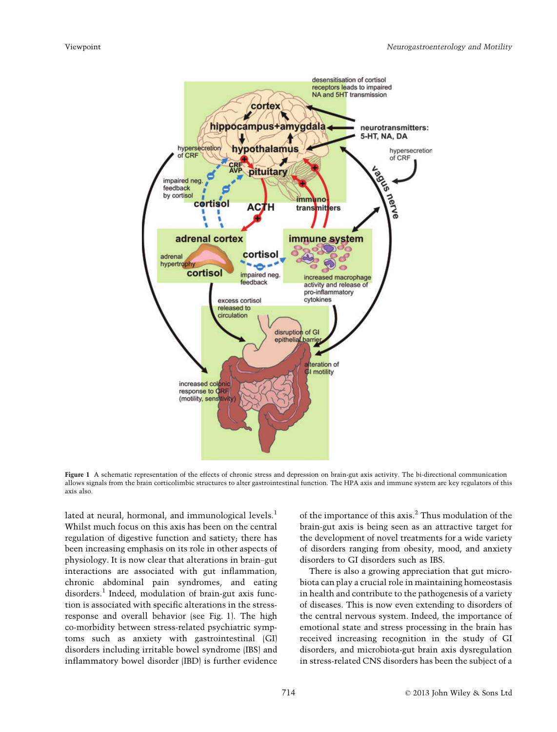Figure 1 A schematic representation of the effects of chronic stress and depression on brain-gut axis activity. The bi-directional communication allows signals from the brain corticolimbic structures to alter gastrointestinal function. The HPA axis and immune system are key regulators of this axis also.

lated at neural, hormonal, and immunological levels.[1] Whilst much focus on this axis has been on the central regulation of digestive function and satiety; there has been increasing emphasis on its role in other aspects of physiology. It is now clear that alterations in brain–gut interactions are associated with gut inflammation, chronic abdominal pain syndromes, and eating disorders.[1] Indeed, modulation of brain-gut axis function is associated with specific alterations in the stress-response and overall behavior (see Fig. 1). The high co-morbidity between stress-related psychiatric symptoms such as anxiety with gastrointestinal (GI) disorders including irritable bowel syndrome (IBS) and inflammatory bowel disorder (IBD) is further evidence of the importance of this axis.[2] Thus modulation of the brain-gut axis is being seen as an attractive target for the development of novel treatments for a wide variety of disorders ranging from obesity, mood, and anxiety disorders to GI disorders such as IBS.

There is also a growing appreciation that gut microbiota can play a crucial role in maintaining homeostasis in health and contribute to the pathogenesis of a variety of diseases. This is now even extending to disorders of the central nervous system. Indeed, the importance of emotional state and stress processing in the brain has received increasing recognition in the study of GI disorders, and microbiota-gut brain axis dysregulation in stress-related CNS disorders has been the subject of a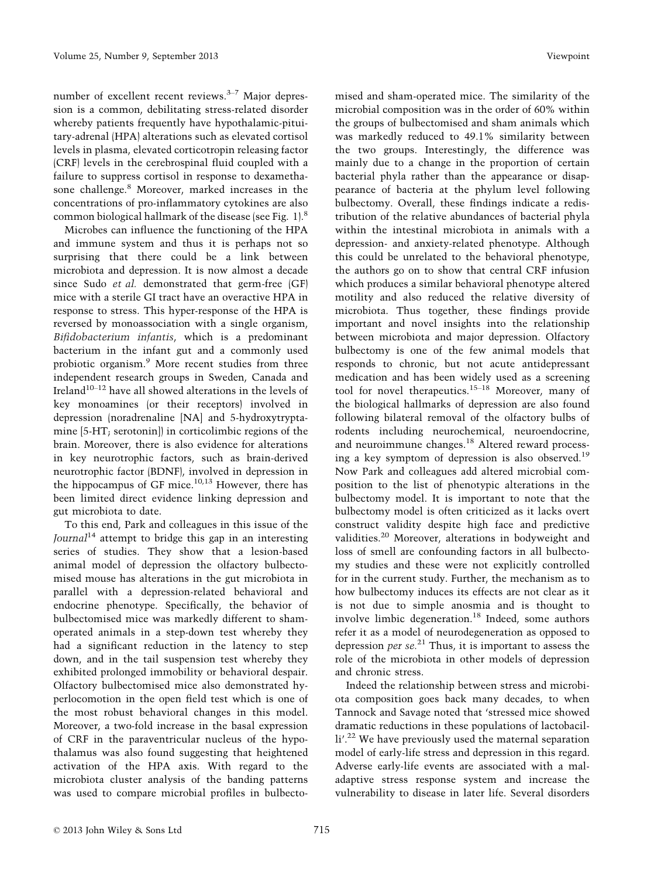number of excellent recent reviews.[3–7] Major depression is a common, debilitating stress-related disorder whereby patients frequently have hypothalamic-pituitary-adrenal (HPA) alterations such as elevated cortisol levels in plasma, elevated corticotropin releasing factor (CRF) levels in the cerebrospinal fluid coupled with a failure to suppress cortisol in response to dexamethasone challenge.[8] Moreover, marked increases in the concentrations of pro-inflammatory cytokines are also common biological hallmark of the disease (see Fig. 1).[8]

Microbes can influence the functioning of the HPA and immune system and thus it is perhaps not so surprising that there could be a link between microbiota and depression. It is now almost a decade since Sudo *et al.* demonstrated that germ-free (GF) mice with a sterile GI tract have an overactive HPA in response to stress. This hyper-response of the HPA is reversed by monoassociation with a single organism, *Bifidobacterium infantis*, which is a predominant bacterium in the infant gut and a commonly used probiotic organism.[9] More recent studies from three independent research groups in Sweden, Canada and Ireland[10–12] have all showed alterations in the levels of key monoamines (or their receptors) involved in depression (noradrenaline [NA] and 5-hydroxytryptamine [5-HT; serotonin]) in corticolimbic regions of the brain. Moreover, there is also evidence for alterations in key neurotrophic factors, such as brain-derived neurotrophic factor (BDNF), involved in depression in the hippocampus of GF mice.[10,13] However, there has been limited direct evidence linking depression and gut microbiota to date.

To this end, Park and colleagues in this issue of the *Journal*[14] attempt to bridge this gap in an interesting series of studies. They show that a lesion-based animal model of depression the olfactory bulbectomised mouse has alterations in the gut microbiota in parallel with a depression-related behavioral and endocrine phenotype. Specifically, the behavior of bulbectomised mice was markedly different to sham-operated animals in a step-down test whereby they had a significant reduction in the latency to step down, and in the tail suspension test whereby they exhibited prolonged immobility or behavioral despair. Olfactory bulbectomised mice also demonstrated hyperlocomotion in the open field test which is one of the most robust behavioral changes in this model. Moreover, a two-fold increase in the basal expression of CRF in the paraventricular nucleus of the hypothalamus was also found suggesting that heightened activation of the HPA axis. With regard to the microbiota cluster analysis of the banding patterns was used to compare microbial profiles in bulbectomised and sham-operated mice. The similarity of the microbial composition was in the order of 60% within the groups of bulbectomised and sham animals which was markedly reduced to 49.1% similarity between the two groups. Interestingly, the difference was mainly due to a change in the proportion of certain bacterial phyla rather than the appearance or disappearance of bacteria at the phylum level following bulbectomy. Overall, these findings indicate a redistribution of the relative abundances of bacterial phyla within the intestinal microbiota in animals with a depression- and anxiety-related phenotype. Although this could be unrelated to the behavioral phenotype, the authors go on to show that central CRF infusion which produces a similar behavioral phenotype altered motility and also reduced the relative diversity of microbiota. Thus together, these findings provide important and novel insights into the relationship between microbiota and major depression. Olfactory bulbectomy is one of the few animal models that responds to chronic, but not acute antidepressant medication and has been widely used as a screening tool for novel therapeutics.[15–18] Moreover, many of the biological hallmarks of depression are also found following bilateral removal of the olfactory bulbs of rodents including neurochemical, neuroendocrine, and neuroimmune changes.[18] Altered reward processing a key symptom of depression is also observed.[19] Now Park and colleagues add altered microbial composition to the list of phenotypic alterations in the bulbectomy model. It is important to note that the bulbectomy model is often criticized as it lacks overt construct validity despite high face and predictive validities.[20] Moreover, alterations in bodyweight and loss of smell are confounding factors in all bulbectomy studies and these were not explicitly controlled for in the current study. Further, the mechanism as to how bulbectomy induces its effects are not clear as it is not due to simple anosmia and is thought to involve limbic degeneration.[18] Indeed, some authors refer it as a model of neurodegeneration as opposed to depression *per se.*[21] Thus, it is important to assess the role of the microbiota in other models of depression and chronic stress.

Indeed the relationship between stress and microbiota composition goes back many decades, to when Tannock and Savage noted that 'stressed mice showed dramatic reductions in these populations of lactobacilli'.[22] We have previously used the maternal separation model of early-life stress and depression in this regard. Adverse early-life events are associated with a maladaptive stress response system and increase the vulnerability to disease in later life. Several disorders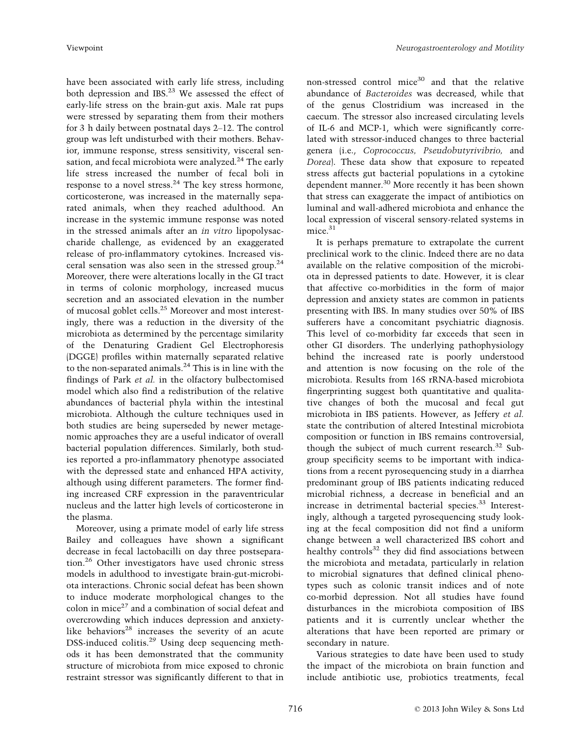have been associated with early life stress, including both depression and IBS.[23] We assessed the effect of early-life stress on the brain-gut axis. Male rat pups were stressed by separating them from their mothers for 3 h daily between postnatal days 2–12. The control group was left undisturbed with their mothers. Behavior, immune response, stress sensitivity, visceral sensation, and fecal microbiota were analyzed.[24] The early life stress increased the number of fecal boli in response to a novel stress.[24] The key stress hormone, corticosterone, was increased in the maternally separated animals, when they reached adulthood. An increase in the systemic immune response was noted in the stressed animals after an *in vitro* lipopolysaccharide challenge, as evidenced by an exaggerated release of pro-inflammatory cytokines. Increased visceral sensation was also seen in the stressed group.[24] Moreover, there were alterations locally in the GI tract in terms of colonic morphology, increased mucus secretion and an associated elevation in the number of mucosal goblet cells.[25] Moreover and most interestingly, there was a reduction in the diversity of the microbiota as determined by the percentage similarity of the Denaturing Gradient Gel Electrophoresis (DGGE) profiles within maternally separated relative to the non-separated animals.[24] This is in line with the findings of Park *et al.* in the olfactory bulbectomised model which also find a redistribution of the relative abundances of bacterial phyla within the intestinal microbiota. Although the culture techniques used in both studies are being superseded by newer metagenomic approaches they are a useful indicator of overall bacterial population differences. Similarly, both studies reported a pro-inflammatory phenotype associated with the depressed state and enhanced HPA activity, although using different parameters. The former finding increased CRF expression in the paraventricular nucleus and the latter high levels of corticosterone in the plasma.

Moreover, using a primate model of early life stress Bailey and colleagues have shown a significant decrease in fecal lactobacilli on day three postseparation.[26] Other investigators have used chronic stress models in adulthood to investigate brain-gut-microbiota interactions. Chronic social defeat has been shown to induce moderate morphological changes to the colon in mice[27] and a combination of social defeat and overcrowding which induces depression and anxiety-like behaviors[28] increases the severity of an acute DSS-induced colitis.[29] Using deep sequencing methods it has been demonstrated that the community structure of microbiota from mice exposed to chronic restraint stressor was significantly different to that in non-stressed control mice[30] and that the relative abundance of *Bacteroides* was decreased, while that of the genus Clostridium was increased in the caecum. The stressor also increased circulating levels of IL-6 and MCP-1, which were significantly correlated with stressor-induced changes to three bacterial genera (i.e., *Coprococcus, Pseudobutyrivibrio,* and *Dorea*). These data show that exposure to repeated stress affects gut bacterial populations in a cytokine dependent manner.[30] More recently it has been shown that stress can exaggerate the impact of antibiotics on luminal and wall-adhered microbiota and enhance the local expression of visceral sensory-related systems in mice.[31]

It is perhaps premature to extrapolate the current preclinical work to the clinic. Indeed there are no data available on the relative composition of the microbiota in depressed patients to date. However, it is clear that affective co-morbidities in the form of major depression and anxiety states are common in patients presenting with IBS. In many studies over 50% of IBS sufferers have a concomitant psychiatric diagnosis. This level of co-morbidity far exceeds that seen in other GI disorders. The underlying pathophysiology behind the increased rate is poorly understood and attention is now focusing on the role of the microbiota. Results from 16S rRNA-based microbiota fingerprinting suggest both quantitative and qualitative changes of both the mucosal and fecal gut microbiota in IBS patients. However, as Jeffery *et al.* state the contribution of altered Intestinal microbiota composition or function in IBS remains controversial, though the subject of much current research.[32] Subgroup specificity seems to be important with indications from a recent pyrosequencing study in a diarrhea predominant group of IBS patients indicating reduced microbial richness, a decrease in beneficial and an increase in detrimental bacterial species.[33] Interestingly, although a targeted pyrosequencing study looking at the fecal composition did not find a uniform change between a well characterized IBS cohort and healthy controls[32] they did find associations between the microbiota and metadata, particularly in relation to microbial signatures that defined clinical phenotypes such as colonic transit indices and of note co-morbid depression. Not all studies have found disturbances in the microbiota composition of IBS patients and it is currently unclear whether the alterations that have been reported are primary or secondary in nature.

Various strategies to date have been used to study the impact of the microbiota on brain function and include antibiotic use, probiotics treatments, fecal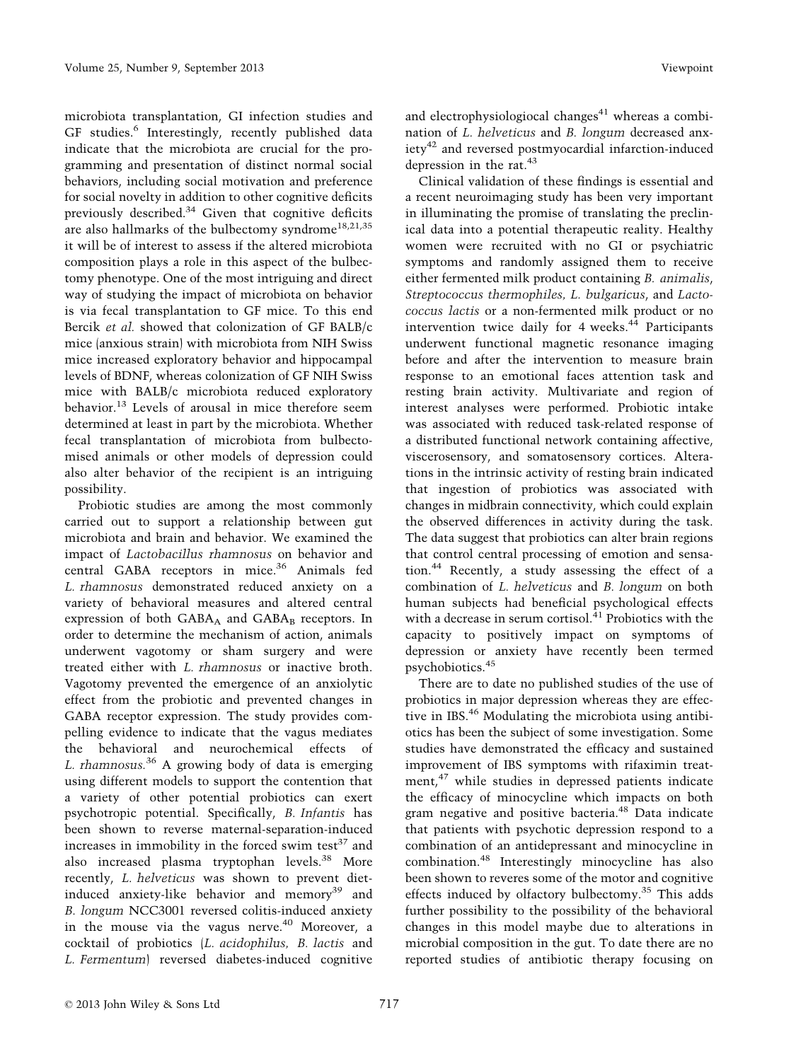microbiota transplantation, GI infection studies and GF studies.[6] Interestingly, recently published data indicate that the microbiota are crucial for the programming and presentation of distinct normal social behaviors, including social motivation and preference for social novelty in addition to other cognitive deficits previously described.[34] Given that cognitive deficits are also hallmarks of the bulbectomy syndrome[18,21,35] it will be of interest to assess if the altered microbiota composition plays a role in this aspect of the bulbectomy phenotype. One of the most intriguing and direct way of studying the impact of microbiota on behavior is via fecal transplantation to GF mice. To this end Bercik *et al.* showed that colonization of GF BALB/c mice (anxious strain) with microbiota from NIH Swiss mice increased exploratory behavior and hippocampal levels of BDNF, whereas colonization of GF NIH Swiss mice with BALB/c microbiota reduced exploratory behavior.[13] Levels of arousal in mice therefore seem determined at least in part by the microbiota. Whether fecal transplantation of microbiota from bulbectomised animals or other models of depression could also alter behavior of the recipient is an intriguing possibility.

Probiotic studies are among the most commonly carried out to support a relationship between gut microbiota and brain and behavior. We examined the impact of *Lactobacillus rhamnosus* on behavior and central GABA receptors in mice.[36] Animals fed *L. rhamnosus* demonstrated reduced anxiety on a variety of behavioral measures and altered central expression of both $GABA_A$ and $GABA_B$ receptors. In order to determine the mechanism of action, animals underwent vagotomy or sham surgery and were treated either with *L. rhamnosus* or inactive broth. Vagotomy prevented the emergence of an anxiolytic effect from the probiotic and prevented changes in GABA receptor expression. The study provides compelling evidence to indicate that the vagus mediates the behavioral and neurochemical effects of *L. rhamnosus.*[36] A growing body of data is emerging using different models to support the contention that a variety of other potential probiotics can exert psychotropic potential. Specifically, *B. Infantis* has been shown to reverse maternal-separation-induced increases in immobility in the forced swim test[37] and also increased plasma tryptophan levels.[38] More recently, *L. helveticus* was shown to prevent diet-induced anxiety-like behavior and memory[39] and *B. longum* NCC3001 reversed colitis-induced anxiety in the mouse via the vagus nerve.[40] Moreover, a cocktail of probiotics (*L. acidophilus, B. lactis* and *L. Fermentum*) reversed diabetes-induced cognitive and electrophysiologiocal changes[41] whereas a combination of *L. helveticus* and *B. longum* decreased anxiety[42] and reversed postmyocardial infarction-induced depression in the rat.[43]

Clinical validation of these findings is essential and a recent neuroimaging study has been very important in illuminating the promise of translating the preclinical data into a potential therapeutic reality. Healthy women were recruited with no GI or psychiatric symptoms and randomly assigned them to receive either fermented milk product containing *B. animalis*, *Streptococcus thermophiles, L. bulgaricus*, and *Lactococcus lactis* or a non-fermented milk product or no intervention twice daily for 4 weeks.[44] Participants underwent functional magnetic resonance imaging before and after the intervention to measure brain response to an emotional faces attention task and resting brain activity. Multivariate and region of interest analyses were performed. Probiotic intake was associated with reduced task-related response of a distributed functional network containing affective, viscerosensory, and somatosensory cortices. Alterations in the intrinsic activity of resting brain indicated that ingestion of probiotics was associated with changes in midbrain connectivity, which could explain the observed differences in activity during the task. The data suggest that probiotics can alter brain regions that control central processing of emotion and sensation.[44] Recently, a study assessing the effect of a combination of *L. helveticus* and *B. longum* on both human subjects had beneficial psychological effects with a decrease in serum cortisol.[41] Probiotics with the capacity to positively impact on symptoms of depression or anxiety have recently been termed psychobiotics.[45]

There are to date no published studies of the use of probiotics in major depression whereas they are effective in IBS.[46] Modulating the microbiota using antibiotics has been the subject of some investigation. Some studies have demonstrated the efficacy and sustained improvement of IBS symptoms with rifaximin treatment,[47] while studies in depressed patients indicate the efficacy of minocycline which impacts on both gram negative and positive bacteria.[48] Data indicate that patients with psychotic depression respond to a combination of an antidepressant and minocycline in combination.[48] Interestingly minocycline has also been shown to reveres some of the motor and cognitive effects induced by olfactory bulbectomy.[35] This adds further possibility to the possibility of the behavioral changes in this model maybe due to alterations in microbial composition in the gut. To date there are no reported studies of antibiotic therapy focusing on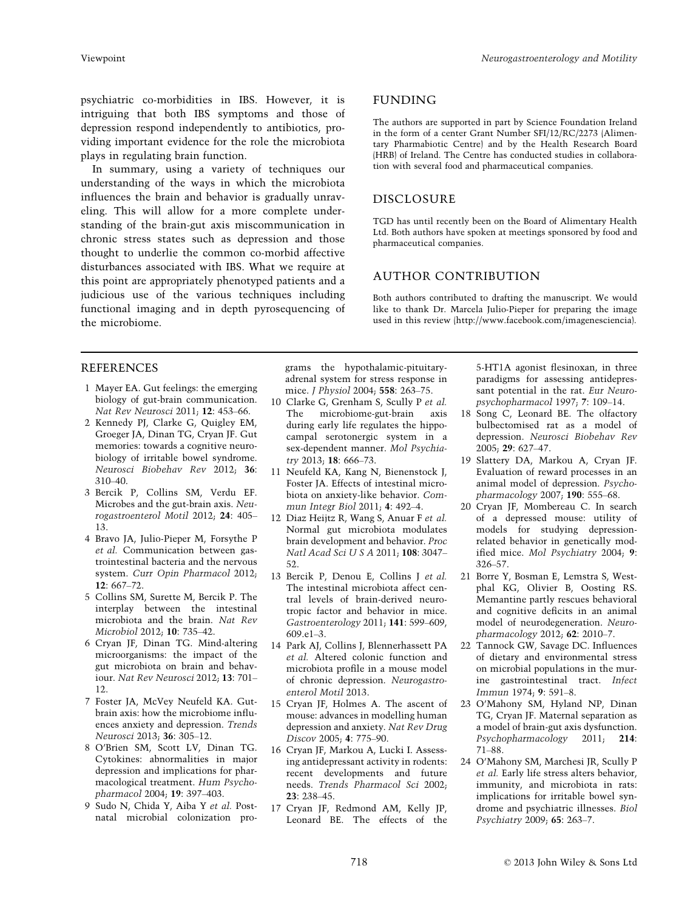psychiatric co-morbidities in IBS. However, it is intriguing that both IBS symptoms and those of depression respond independently to antibiotics, providing important evidence for the role the microbiota plays in regulating brain function.

In summary, using a variety of techniques our understanding of the ways in which the microbiota influences the brain and behavior is gradually unraveling. This will allow for a more complete understanding of the brain-gut axis miscommunication in chronic stress states such as depression and those thought to underlie the common co-morbid affective disturbances associated with IBS. What we require at this point are appropriately phenotyped patients and a judicious use of the various techniques including functional imaging and in depth pyrosequencing of the microbiome.

## FUNDING

The authors are supported in part by Science Foundation Ireland in the form of a center Grant Number SFI/12/RC/2273 (Alimentary Pharmabiotic Centre) and by the Health Research Board (HRB) of Ireland. The Centre has conducted studies in collaboration with several food and pharmaceutical companies.

## DISCLOSURE

TGD has until recently been on the Board of Alimentary Health Ltd. Both authors have spoken at meetings sponsored by food and pharmaceutical companies.

## AUTHOR CONTRIBUTION

Both authors contributed to drafting the manuscript. We would like to thank Dr. Marcela Julio-Pieper for preparing the image used in this review (http://www.facebook.com/imagenesciencia).

## REFERENCES

1. Mayer EA. Gut feelings: the emerging biology of gut-brain communication. *Nat Rev Neurosci* 2011; **12**: 453–66.
2. Kennedy PJ, Clarke G, Quigley EM, Groeger JA, Dinan TG, Cryan JF. Gut memories: towards a cognitive neurobiology of irritable bowel syndrome. *Neurosci Biobehav Rev* 2012; **36**: 310–40.
3. Bercik P, Collins SM, Verdu EF. Microbes and the gut-brain axis. *Neurogastroenterol Motil* 2012; **24**: 405–13.
4. Bravo JA, Julio-Pieper M, Forsythe P *et al.* Communication between gastrointestinal bacteria and the nervous system. *Curr Opin Pharmacol* 2012; **12**: 667–72.
5. Collins SM, Surette M, Bercik P. The interplay between the intestinal microbiota and the brain. *Nat Rev Microbiol* 2012; **10**: 735–42.
6. Cryan JF, Dinan TG. Mind-altering microorganisms: the impact of the gut microbiota on brain and behaviour. *Nat Rev Neurosci* 2012; **13**: 701–12.
7. Foster JA, McVey Neufeld KA. Gut-brain axis: how the microbiome influences anxiety and depression. *Trends Neurosci* 2013; **36**: 305–12.
8. O'Brien SM, Scott LV, Dinan TG. Cytokines: abnormalities in major depression and implications for pharmacological treatment. *Hum Psychopharmacol* 2004; **19**: 397–403.
9. Sudo N, Chida Y, Aiba Y *et al.* Postnatal microbial colonization programs the hypothalamic-pituitary-adrenal system for stress response in mice. *J Physiol* 2004; **558**: 263–75.
10. Clarke G, Grenham S, Scully P *et al.* The microbiome-gut-brain axis during early life regulates the hippocampal serotonergic system in a sex-dependent manner. *Mol Psychiatry* 2013; **18**: 666–73.
11. Neufeld KA, Kang N, Bienenstock J, Foster JA. Effects of intestinal microbiota on anxiety-like behavior. *Commun Integr Biol* 2011; **4**: 492–4.
12. Diaz Heijtz R, Wang S, Anuar F *et al.* Normal gut microbiota modulates brain development and behavior. *Proc Natl Acad Sci U S A* 2011; **108**: 3047–52.
13. Bercik P, Denou E, Collins J *et al.* The intestinal microbiota affect central levels of brain-derived neurotropic factor and behavior in mice. *Gastroenterology* 2011; **141**: 599–609, 609.e1–3.
14. Park AJ, Collins J, Blennerhassett PA *et al.* Altered colonic function and microbiota profile in a mouse model of chronic depression. *Neurogastroenterol Motil* 2013.
15. Cryan JF, Holmes A. The ascent of mouse: advances in modelling human depression and anxiety. *Nat Rev Drug Discov* 2005; **4**: 775–90.
16. Cryan JF, Markou A, Lucki I. Assessing antidepressant activity in rodents: recent developments and future needs. *Trends Pharmacol Sci* 2002; **23**: 238–45.
17. Cryan JF, Redmond AM, Kelly JP, Leonard BE. The effects of the 5-HT1A agonist flesinoxan, in three paradigms for assessing antidepressant potential in the rat. *Eur Neuropsychopharmacol* 1997; **7**: 109–14.
18. Song C, Leonard BE. The olfactory bulbectomised rat as a model of depression. *Neurosci Biobehav Rev* 2005; **29**: 627–47.
19. Slattery DA, Markou A, Cryan JF. Evaluation of reward processes in an animal model of depression. *Psychopharmacology* 2007; **190**: 555–68.
20. Cryan JF, Mombereau C. In search of a depressed mouse: utility of models for studying depression-related behavior in genetically modified mice. *Mol Psychiatry* 2004; **9**: 326–57.
21. Borre Y, Bosman E, Lemstra S, Westphal KG, Olivier B, Oosting RS. Memantine partly rescues behavioral and cognitive deficits in an animal model of neurodegeneration. *Neuropharmacology* 2012; **62**: 2010–7.
22. Tannock GW, Savage DC. Influences of dietary and environmental stress on microbial populations in the murine gastrointestinal tract. *Infect Immun* 1974; **9**: 591–8.
23. O'Mahony SM, Hyland NP, Dinan TG, Cryan JF. Maternal separation as a model of brain-gut axis dysfunction. *Psychopharmacology* 2011; **214**: 71–88.
24. O'Mahony SM, Marchesi JR, Scully P *et al.* Early life stress alters behavior, immunity, and microbiota in rats: implications for irritable bowel syndrome and psychiatric illnesses. *Biol Psychiatry* 2009; **65**: 263–7.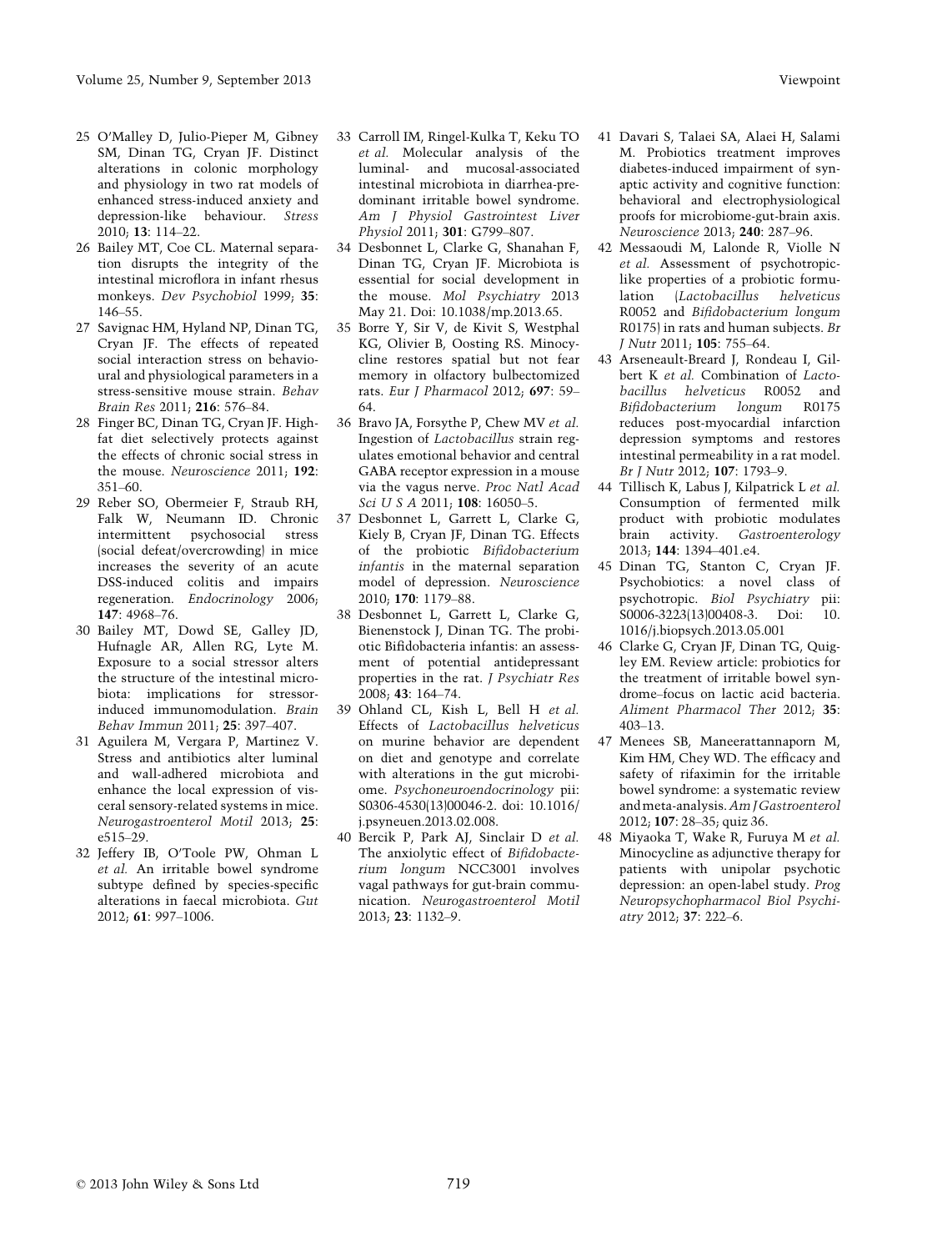25 O'Malley D, Julio-Pieper M, Gibney SM, Dinan TG, Cryan JF. Distinct alterations in colonic morphology and physiology in two rat models of enhanced stress-induced anxiety and depression-like behaviour. *Stress* 2010; **13**: 114–22.

26 Bailey MT, Coe CL. Maternal separation disrupts the integrity of the intestinal microflora in infant rhesus monkeys. *Dev Psychobiol* 1999; **35**: 146–55.

27 Savignac HM, Hyland NP, Dinan TG, Cryan JF. The effects of repeated social interaction stress on behavioural and physiological parameters in a stress-sensitive mouse strain. *Behav Brain Res* 2011; **216**: 576–84.

28 Finger BC, Dinan TG, Cryan JF. High-fat diet selectively protects against the effects of chronic social stress in the mouse. *Neuroscience* 2011; **192**: 351–60.

29 Reber SO, Obermeier F, Straub RH, Falk W, Neumann ID. Chronic intermittent psychosocial stress (social defeat/overcrowding) in mice increases the severity of an acute DSS-induced colitis and impairs regeneration. *Endocrinology* 2006; **147**: 4968–76.

30 Bailey MT, Dowd SE, Galley JD, Hufnagle AR, Allen RG, Lyte M. Exposure to a social stressor alters the structure of the intestinal microbiota: implications for stressor-induced immunomodulation. *Brain Behav Immun* 2011; **25**: 397–407.

31 Aguilera M, Vergara P, Martinez V. Stress and antibiotics alter luminal and wall-adhered microbiota and enhance the local expression of visceral sensory-related systems in mice. *Neurogastroenterol Motil* 2013; **25**: e515–29.

32 Jeffery IB, O'Toole PW, Ohman L *et al.* An irritable bowel syndrome subtype defined by species-specific alterations in faecal microbiota. *Gut* 2012; **61**: 997–1006.

33 Carroll IM, Ringel-Kulka T, Keku TO *et al.* Molecular analysis of the luminal- and mucosal-associated intestinal microbiota in diarrhea-predominant irritable bowel syndrome. *Am J Physiol Gastrointest Liver Physiol* 2011; **301**: G799–807.

34 Desbonnet L, Clarke G, Shanahan F, Dinan TG, Cryan JF. Microbiota is essential for social development in the mouse. *Mol Psychiatry* 2013 May 21. Doi: 10.1038/mp.2013.65.

35 Borre Y, Sir V, de Kivit S, Westphal KG, Olivier B, Oosting RS. Minocycline restores spatial but not fear memory in olfactory bulbectomized rats. *Eur J Pharmacol* 2012; **697**: 59–64.

36 Bravo JA, Forsythe P, Chew MV *et al.* Ingestion of *Lactobacillus* strain regulates emotional behavior and central GABA receptor expression in a mouse via the vagus nerve. *Proc Natl Acad Sci U S A* 2011; **108**: 16050–5.

37 Desbonnet L, Garrett L, Clarke G, Kiely B, Cryan JF, Dinan TG. Effects of the probiotic *Bifidobacterium infantis* in the maternal separation model of depression. *Neuroscience* 2010; **170**: 1179–88.

38 Desbonnet L, Garrett L, Clarke G, Bienenstock J, Dinan TG. The probiotic Bifidobacteria infantis: an assessment of potential antidepressant properties in the rat. *J Psychiatr Res* 2008; **43**: 164–74.

39 Ohland CL, Kish L, Bell H *et al.* Effects of *Lactobacillus helveticus* on murine behavior are dependent on diet and genotype and correlate with alterations in the gut microbiome. *Psychoneuroendocrinology* pii: S0306-4530(13)00046-2. doi: 10.1016/j.psyneuen.2013.02.008.

40 Bercik P, Park AJ, Sinclair D *et al.* The anxiolytic effect of *Bifidobacterium longum* NCC3001 involves vagal pathways for gut-brain communication. *Neurogastroenterol Motil* 2013; **23**: 1132–9.

41 Davari S, Talaei SA, Alaei H, Salami M. Probiotics treatment improves diabetes-induced impairment of synaptic activity and cognitive function: behavioral and electrophysiological proofs for microbiome-gut-brain axis. *Neuroscience* 2013; **240**: 287–96.

42 Messaoudi M, Lalonde R, Violle N *et al.* Assessment of psychotropic-like properties of a probiotic formulation (*Lactobacillus helveticus* R0052 and *Bifidobacterium longum* R0175) in rats and human subjects. *Br J Nutr* 2011; **105**: 755–64.

43 Arseneault-Breard J, Rondeau I, Gilbert K *et al.* Combination of *Lactobacillus helveticus* R0052 and *Bifidobacterium longum* R0175 reduces post-myocardial infarction depression symptoms and restores intestinal permeability in a rat model. *Br J Nutr* 2012; **107**: 1793–9.

44 Tillisch K, Labus J, Kilpatrick L *et al.* Consumption of fermented milk product with probiotic modulates brain activity. *Gastroenterology* 2013; **144**: 1394–401.e4.

45 Dinan TG, Stanton C, Cryan JF. Psychobiotics: a novel class of psychotropic. *Biol Psychiatry* pii: S0006-3223(13)00408-3. Doi: 10.1016/j.biopsych.2013.05.001

46 Clarke G, Cryan JF, Dinan TG, Quigley EM. Review article: probiotics for the treatment of irritable bowel syndrome–focus on lactic acid bacteria. *Aliment Pharmacol Ther* 2012; **35**: 403–13.

47 Menees SB, Maneerattannaporn M, Kim HM, Chey WD. The efficacy and safety of rifaximin for the irritable bowel syndrome: a systematic review and meta-analysis. *Am J Gastroenterol* 2012; **107**: 28–35; quiz 36.

48 Miyaoka T, Wake R, Furuya M *et al.* Minocycline as adjunctive therapy for patients with unipolar psychotic depression: an open-label study. *Prog Neuropsychopharmacol Biol Psychiatry* 2012; **37**: 222–6.